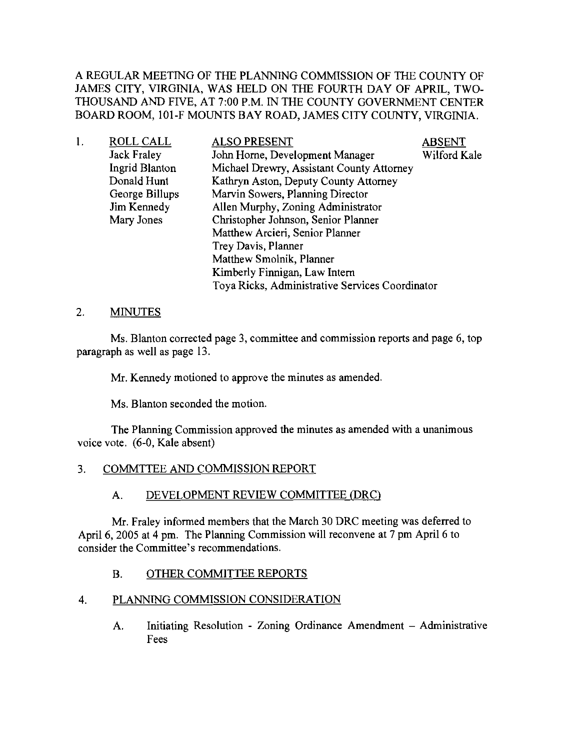A REGULAR MEETING OF THE PLANNING COMMISSION OF THE COUNTY OF JAMES CITY, VIRGINIA, WAS HELD ON THE FOURTH DAY OF APRIL, TWO-THOUSAND AND FIVE, AT 7:00 P.M. IN THE COUNTY GOVERNMENT CENTER BOARD ROOM, 101-F MOUNTS BAY ROAD, JAMES CITY COUNTY, VIRGINIA.

1. ROLL CALL

| ROLL CALL | ALSO PRESENT | ABSENT |
|---|---|---|
| Jack Fraley | John Horne, Development Manager | Wilford Kale |
| Ingrid Blanton | Michael Drewry, Assistant County Attorney | |
| Donald Hunt | Kathryn Aston, Deputy County Attorney | |
| George Billups | Marvin Sowers, Planning Director | |
| Jim Kennedy | Allen Murphy, Zoning Administrator | |
| Mary Jones | Christopher Johnson, Senior Planner | |
| | Matthew Arcieri, Senior Planner | |
| | Trey Davis, Planner | |
| | Matthew Smolnik, Planner | |
| | Kimberly Finnigan, Law Intern | |
| | Toya Ricks, Administrative Services Coordinator | |

2. MINUTES

Ms. Blanton corrected page 3, committee and commission reports and page 6, top paragraph as well as page 13.

Mr. Kennedy motioned to approve the minutes as amended.

Ms. Blanton seconded the motion.

The Planning Commission approved the minutes as amended with a unanimous voice vote. (6-0, Kale absent)

3. COMMTTEE AND COMMISSION REPORT

A. DEVELOPMENT REVIEW COMMITTEE (DRC)

Mr. Fraley informed members that the March 30 DRC meeting was deferred to April 6, 2005 at 4 pm. The Planning Commission will reconvene at 7 pm April 6 to consider the Committee's recommendations.

B. OTHER COMMITTEE REPORTS

4. PLANNING COMMISSION CONSIDERATION

A. Initiating Resolution - Zoning Ordinance Amendment – Administrative Fees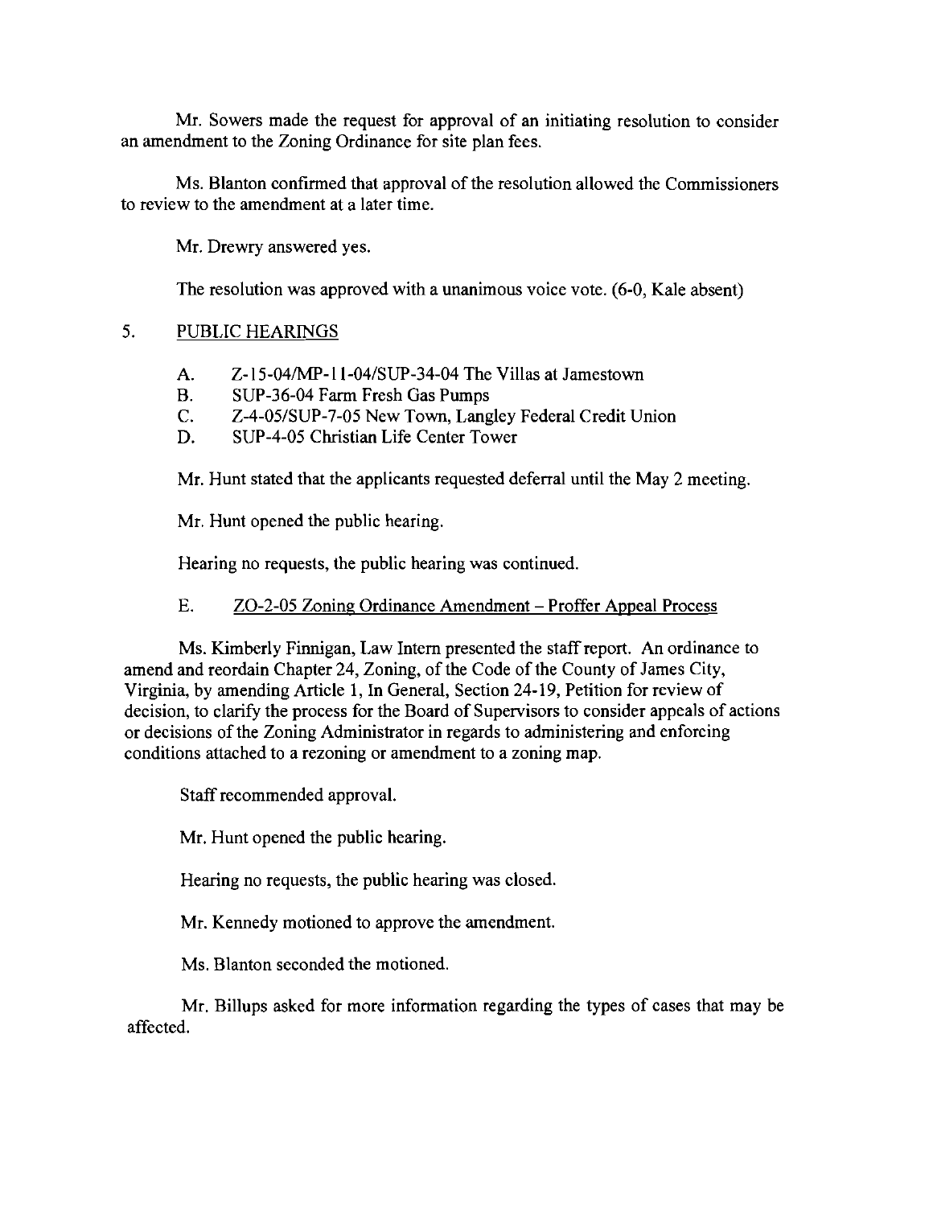Mr. Sowers made the request for approval of an initiating resolution to consider an amendment to the Zoning Ordinance for site plan fees.

Ms. Blanton confirmed that approval of the resolution allowed the Commissioners to review to the amendment at a later time.

Mr. Drewry answered yes.

The resolution was approved with a unanimous voice vote. (6-0, Kale absent)

5. PUBLIC HEARINGS

A. Z-15-04/MP-11-04/SUP-34-04 The Villas at Jamestown
B. SUP-36-04 Farm Fresh Gas Pumps
C. Z-4-05/SUP-7-05 New Town, Langley Federal Credit Union
D. SUP-4-05 Christian Life Center Tower

Mr. Hunt stated that the applicants requested deferral until the May 2 meeting.

Mr. Hunt opened the public hearing.

Hearing no requests, the public hearing was continued.

E. ZO-2-05 Zoning Ordinance Amendment – Proffer Appeal Process

Ms. Kimberly Finnigan, Law Intern presented the staff report. An ordinance to amend and reordain Chapter 24, Zoning, of the Code of the County of James City, Virginia, by amending Article 1, In General, Section 24-19, Petition for review of decision, to clarify the process for the Board of Supervisors to consider appeals of actions or decisions of the Zoning Administrator in regards to administering and enforcing conditions attached to a rezoning or amendment to a zoning map.

Staff recommended approval.

Mr. Hunt opened the public hearing.

Hearing no requests, the public hearing was closed.

Mr. Kennedy motioned to approve the amendment.

Ms. Blanton seconded the motioned.

Mr. Billups asked for more information regarding the types of cases that may be affected.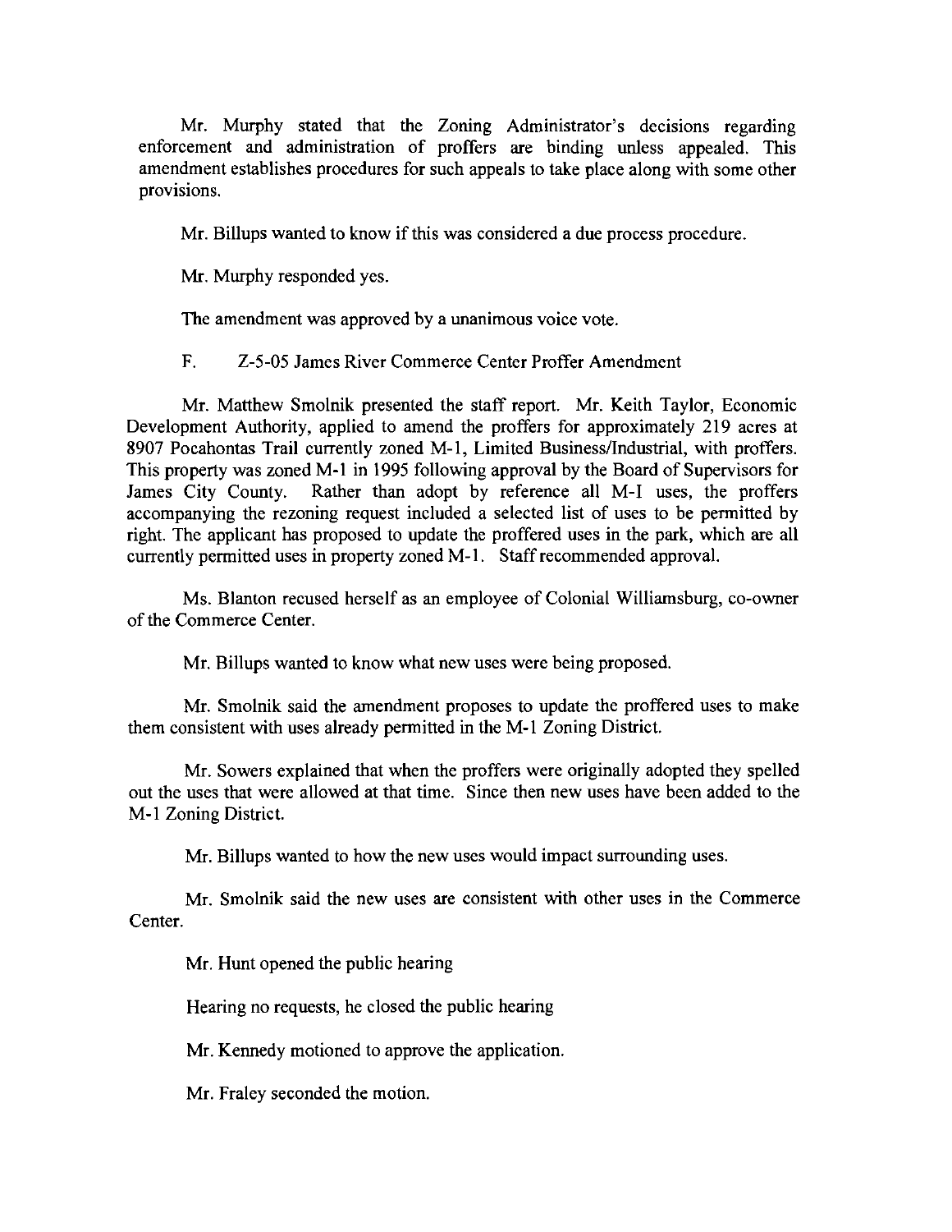Mr. Murphy stated that the Zoning Administrator's decisions regarding enforcement and administration of proffers are binding unless appealed. This amendment establishes procedures for such appeals to take place along with some other provisions.

Mr. Billups wanted to know if this was considered a due process procedure.

Mr. Murphy responded yes.

The amendment was approved by a unanimous voice vote.

F. Z-5-05 James River Commerce Center Proffer Amendment

Mr. Matthew Smolnik presented the staff report. Mr. Keith Taylor, Economic Development Authority, applied to amend the proffers for approximately 219 acres at 8907 Pocahontas Trail currently zoned M-1, Limited Business/Industrial, with proffers. This property was zoned M-1 in 1995 following approval by the Board of Supervisors for James City County. Rather than adopt by reference all M-I uses, the proffers accompanying the rezoning request included a selected list of uses to be permitted by right. The applicant has proposed to update the proffered uses in the park, which are all currently permitted uses in property zoned M-1. Staff recommended approval.

Ms. Blanton recused herself as an employee of Colonial Williamsburg, co-owner of the Commerce Center.

Mr. Billups wanted to know what new uses were being proposed.

Mr. Smolnik said the amendment proposes to update the proffered uses to make them consistent with uses already permitted in the M-1 Zoning District.

Mr. Sowers explained that when the proffers were originally adopted they spelled out the uses that were allowed at that time. Since then new uses have been added to the M-1 Zoning District.

Mr. Billups wanted to how the new uses would impact surrounding uses.

Mr. Smolnik said the new uses are consistent with other uses in the Commerce Center.

Mr. Hunt opened the public hearing

Hearing no requests, he closed the public hearing

Mr. Kennedy motioned to approve the application.

Mr. Fraley seconded the motion.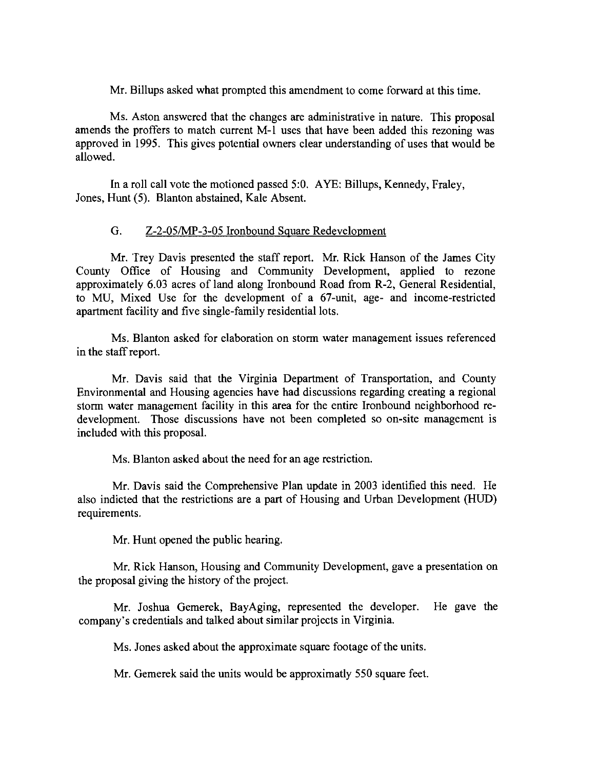Mr. Billups asked what prompted this amendment to come forward at this time.

Ms. Aston answered that the changes are administrative in nature. This proposal amends the proffers to match current M-1 uses that have been added this rezoning was approved in 1995. This gives potential owners clear understanding of uses that would be allowed.

In a roll call vote the motioned passed 5:0. AYE: Billups, Kennedy, Fraley, Jones, Hunt (5). Blanton abstained, Kale Absent.

G. Z-2-05/MP-3-05 Ironbound Square Redevelopment

Mr. Trey Davis presented the staff report. Mr. Rick Hanson of the James City County Office of Housing and Community Development, applied to rezone approximately 6.03 acres of land along Ironbound Road from R-2, General Residential, to MU, Mixed Use for the development of a 67-unit, age- and income-restricted apartment facility and five single-family residential lots.

Ms. Blanton asked for elaboration on storm water management issues referenced in the staff report.

Mr. Davis said that the Virginia Department of Transportation, and County Environmental and Housing agencies have had discussions regarding creating a regional storm water management facility in this area for the entire Ironbound neighborhood re-development. Those discussions have not been completed so on-site management is included with this proposal.

Ms. Blanton asked about the need for an age restriction.

Mr. Davis said the Comprehensive Plan update in 2003 identified this need. He also indicted that the restrictions are a part of Housing and Urban Development (HUD) requirements.

Mr. Hunt opened the public hearing.

Mr. Rick Hanson, Housing and Community Development, gave a presentation on the proposal giving the history of the project.

Mr. Joshua Gemerek, BayAging, represented the developer. He gave the company's credentials and talked about similar projects in Virginia.

Ms. Jones asked about the approximate square footage of the units.

Mr. Gemerek said the units would be approximatly 550 square feet.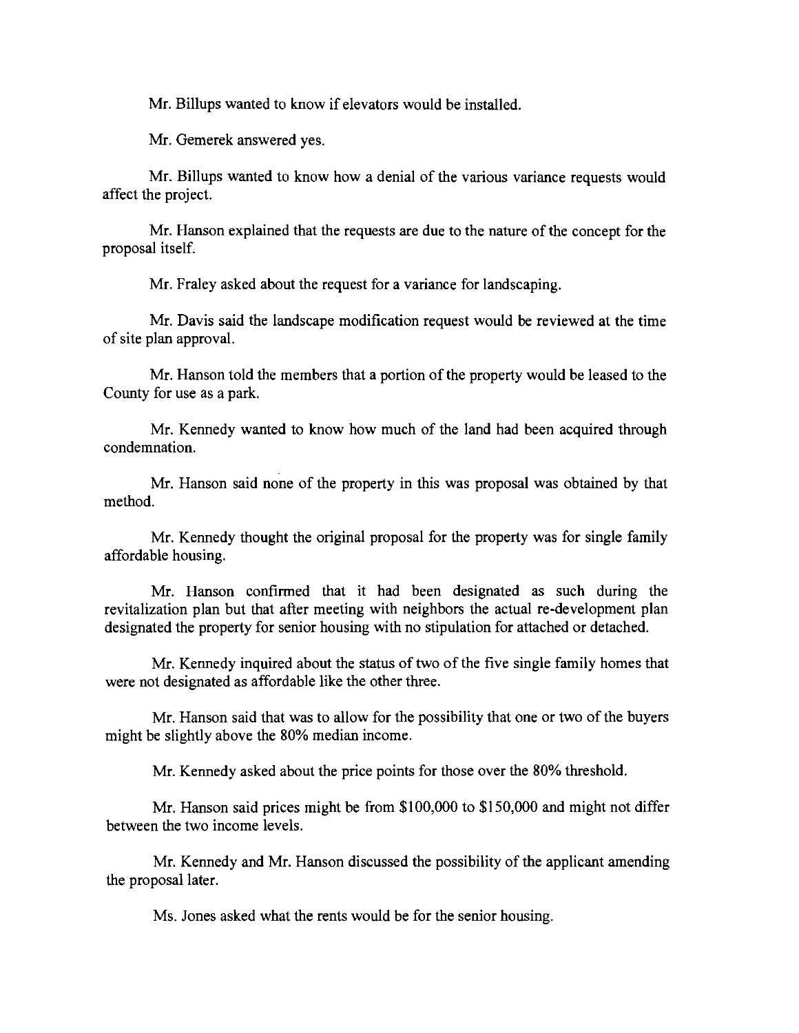Mr. Billups wanted to know if elevators would be installed.

Mr. Gemerek answered yes.

Mr. Billups wanted to know how a denial of the various variance requests would affect the project.

Mr. Hanson explained that the requests are due to the nature of the concept for the proposal itself.

Mr. Fraley asked about the request for a variance for landscaping.

Mr. Davis said the landscape modification request would be reviewed at the time of site plan approval.

Mr. Hanson told the members that a portion of the property would be leased to the County for use as a park.

Mr. Kennedy wanted to know how much of the land had been acquired through condemnation.

Mr. Hanson said none of the property in this was proposal was obtained by that method.

Mr. Kennedy thought the original proposal for the property was for single family affordable housing.

Mr. Hanson confirmed that it had been designated as such during the revitalization plan but that after meeting with neighbors the actual re-development plan designated the property for senior housing with no stipulation for attached or detached.

Mr. Kennedy inquired about the status of two of the five single family homes that were not designated as affordable like the other three.

Mr. Hanson said that was to allow for the possibility that one or two of the buyers might be slightly above the 80% median income.

Mr. Kennedy asked about the price points for those over the 80% threshold.

Mr. Hanson said prices might be from $100,000 to $150,000 and might not differ between the two income levels.

Mr. Kennedy and Mr. Hanson discussed the possibility of the applicant amending the proposal later.

Ms. Jones asked what the rents would be for the senior housing.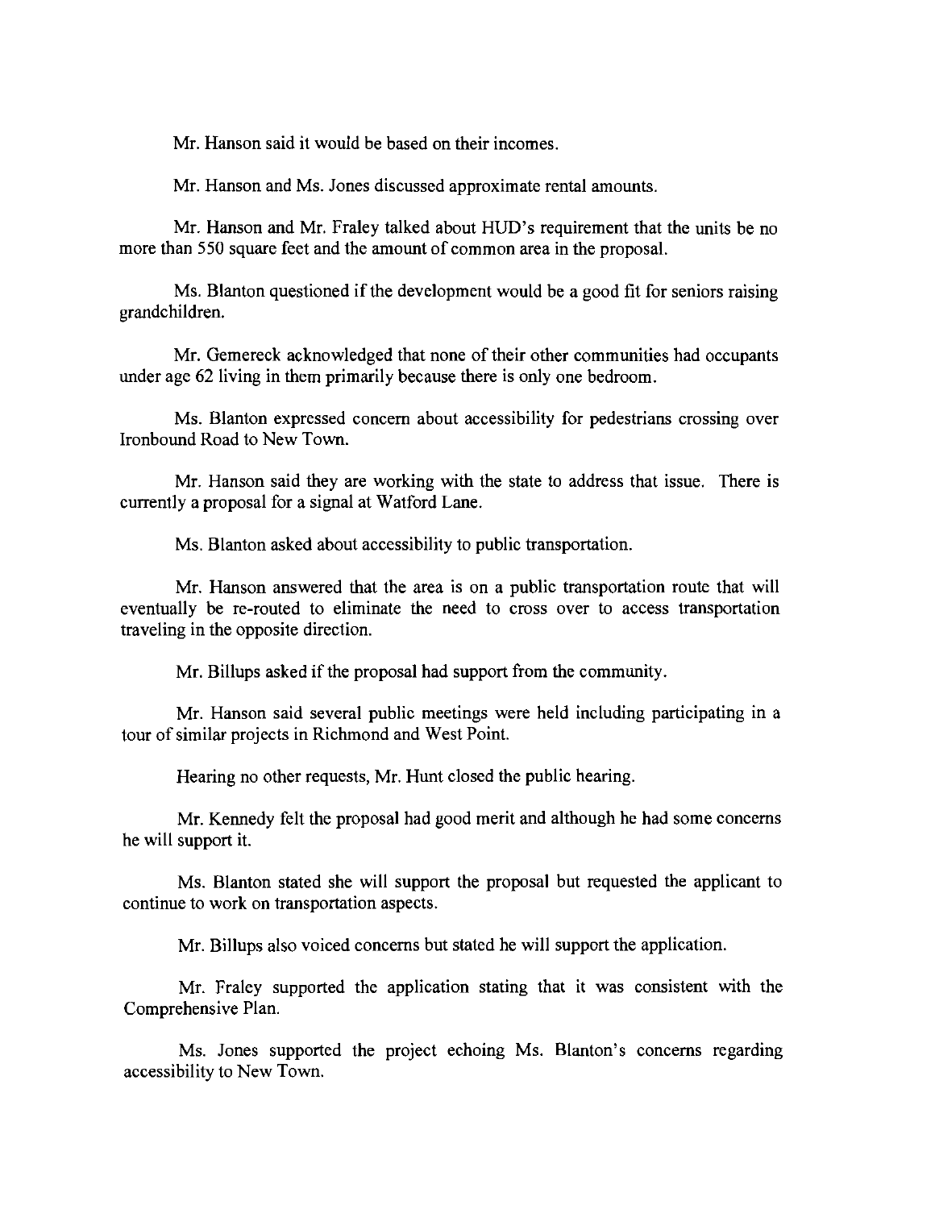Mr. Hanson said it would be based on their incomes.

Mr. Hanson and Ms. Jones discussed approximate rental amounts.

Mr. Hanson and Mr. Fraley talked about HUD's requirement that the units be no more than 550 square feet and the amount of common area in the proposal.

Ms. Blanton questioned if the development would be a good fit for seniors raising grandchildren.

Mr. Gemereck acknowledged that none of their other communities had occupants under age 62 living in them primarily because there is only one bedroom.

Ms. Blanton expressed concern about accessibility for pedestrians crossing over Ironbound Road to New Town.

Mr. Hanson said they are working with the state to address that issue. There is currently a proposal for a signal at Watford Lane.

Ms. Blanton asked about accessibility to public transportation.

Mr. Hanson answered that the area is on a public transportation route that will eventually be re-routed to eliminate the need to cross over to access transportation traveling in the opposite direction.

Mr. Billups asked if the proposal had support from the community.

Mr. Hanson said several public meetings were held including participating in a tour of similar projects in Richmond and West Point.

Hearing no other requests, Mr. Hunt closed the public hearing.

Mr. Kennedy felt the proposal had good merit and although he had some concerns he will support it.

Ms. Blanton stated she will support the proposal but requested the applicant to continue to work on transportation aspects.

Mr. Billups also voiced concerns but stated he will support the application.

Mr. Fraley supported the application stating that it was consistent with the Comprehensive Plan.

Ms. Jones supported the project echoing Ms. Blanton's concerns regarding accessibility to New Town.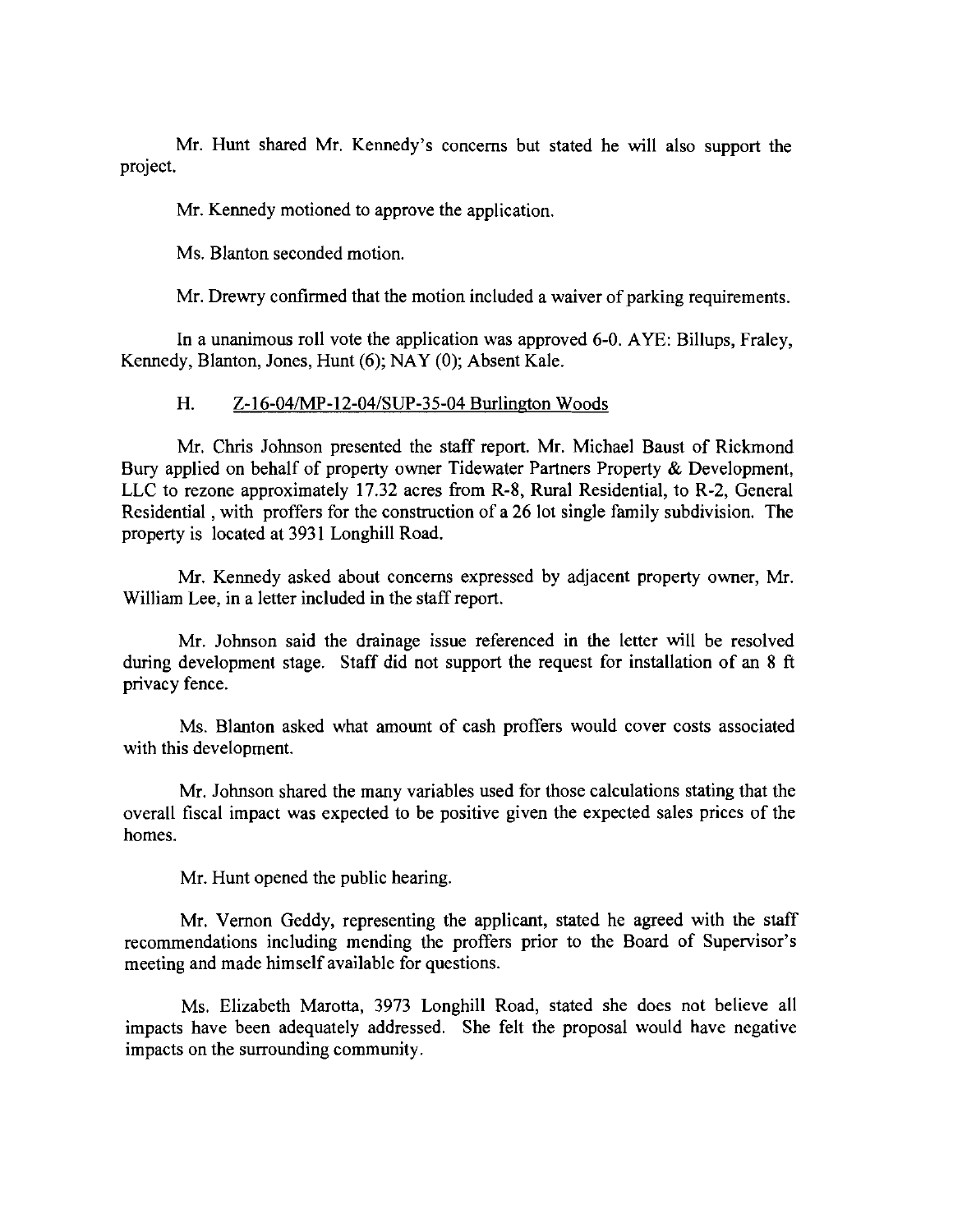Mr. Hunt shared Mr. Kennedy's concerns but stated he will also support the project.

Mr. Kennedy motioned to approve the application.

Ms. Blanton seconded motion.

Mr. Drewry confirmed that the motion included a waiver of parking requirements.

In a unanimous roll vote the application was approved 6-0. AYE: Billups, Fraley, Kennedy, Blanton, Jones, Hunt (6); NAY (0); Absent Kale.

H. Z-16-04/MP-12-04/SUP-35-04 Burlington Woods

Mr. Chris Johnson presented the staff report. Mr. Michael Baust of Rickmond Bury applied on behalf of property owner Tidewater Partners Property & Development, LLC to rezone approximately 17.32 acres from R-8, Rural Residential, to R-2, General Residential , with proffers for the construction of a 26 lot single family subdivision. The property is located at 3931 Longhill Road.

Mr. Kennedy asked about concerns expressed by adjacent property owner, Mr. William Lee, in a letter included in the staff report.

Mr. Johnson said the drainage issue referenced in the letter will be resolved during development stage. Staff did not support the request for installation of an 8 ft privacy fence.

Ms. Blanton asked what amount of cash proffers would cover costs associated with this development.

Mr. Johnson shared the many variables used for those calculations stating that the overall fiscal impact was expected to be positive given the expected sales prices of the homes.

Mr. Hunt opened the public hearing.

Mr. Vernon Geddy, representing the applicant, stated he agreed with the staff recommendations including mending the proffers prior to the Board of Supervisor's meeting and made himself available for questions.

Ms. Elizabeth Marotta, 3973 Longhill Road, stated she does not believe all impacts have been adequately addressed. She felt the proposal would have negative impacts on the surrounding community.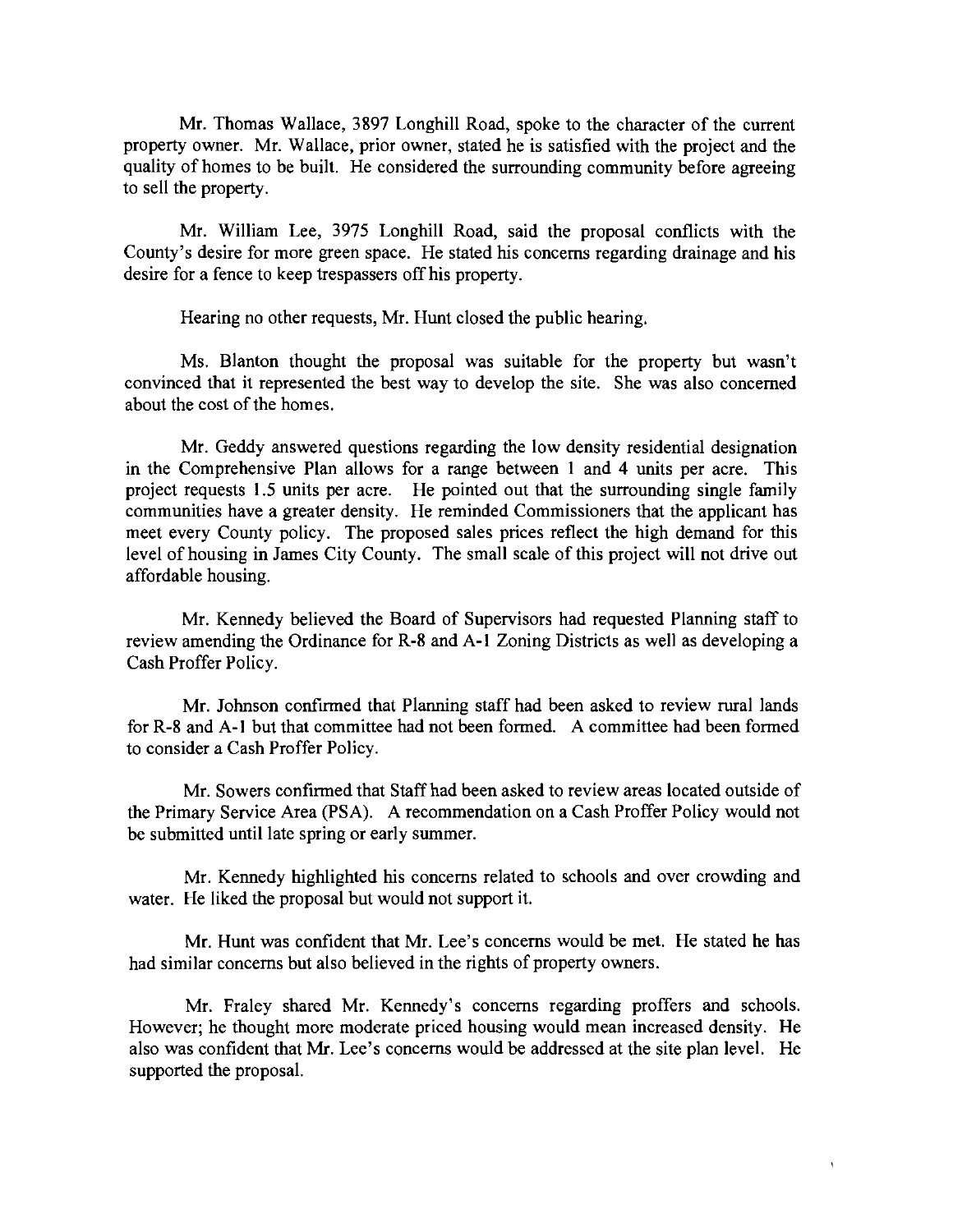Mr. Thomas Wallace, 3897 Longhill Road, spoke to the character of the current property owner. Mr. Wallace, prior owner, stated he is satisfied with the project and the quality of homes to be built. He considered the surrounding community before agreeing to sell the property.

Mr. William Lee, 3975 Longhill Road, said the proposal conflicts with the County's desire for more green space. He stated his concerns regarding drainage and his desire for a fence to keep trespassers off his property.

Hearing no other requests, Mr. Hunt closed the public hearing.

Ms. Blanton thought the proposal was suitable for the property but wasn't convinced that it represented the best way to develop the site. She was also concerned about the cost of the homes.

Mr. Geddy answered questions regarding the low density residential designation in the Comprehensive Plan allows for a range between 1 and 4 units per acre. This project requests 1.5 units per acre. He pointed out that the surrounding single family communities have a greater density. He reminded Commissioners that the applicant has meet every County policy. The proposed sales prices reflect the high demand for this level of housing in James City County. The small scale of this project will not drive out affordable housing.

Mr. Kennedy believed the Board of Supervisors had requested Planning staff to review amending the Ordinance for R-8 and A-1 Zoning Districts as well as developing a Cash Proffer Policy.

Mr. Johnson confirmed that Planning staff had been asked to review rural lands for R-8 and A-1 but that committee had not been formed. A committee had been formed to consider a Cash Proffer Policy.

Mr. Sowers confirmed that Staff had been asked to review areas located outside of the Primary Service Area (PSA). A recommendation on a Cash Proffer Policy would not be submitted until late spring or early summer.

Mr. Kennedy highlighted his concerns related to schools and over crowding and water. He liked the proposal but would not support it.

Mr. Hunt was confident that Mr. Lee's concerns would be met. He stated he has had similar concerns but also believed in the rights of property owners.

Mr. Fraley shared Mr. Kennedy's concerns regarding proffers and schools. However; he thought more moderate priced housing would mean increased density. He also was confident that Mr. Lee's concerns would be addressed at the site plan level. He supported the proposal.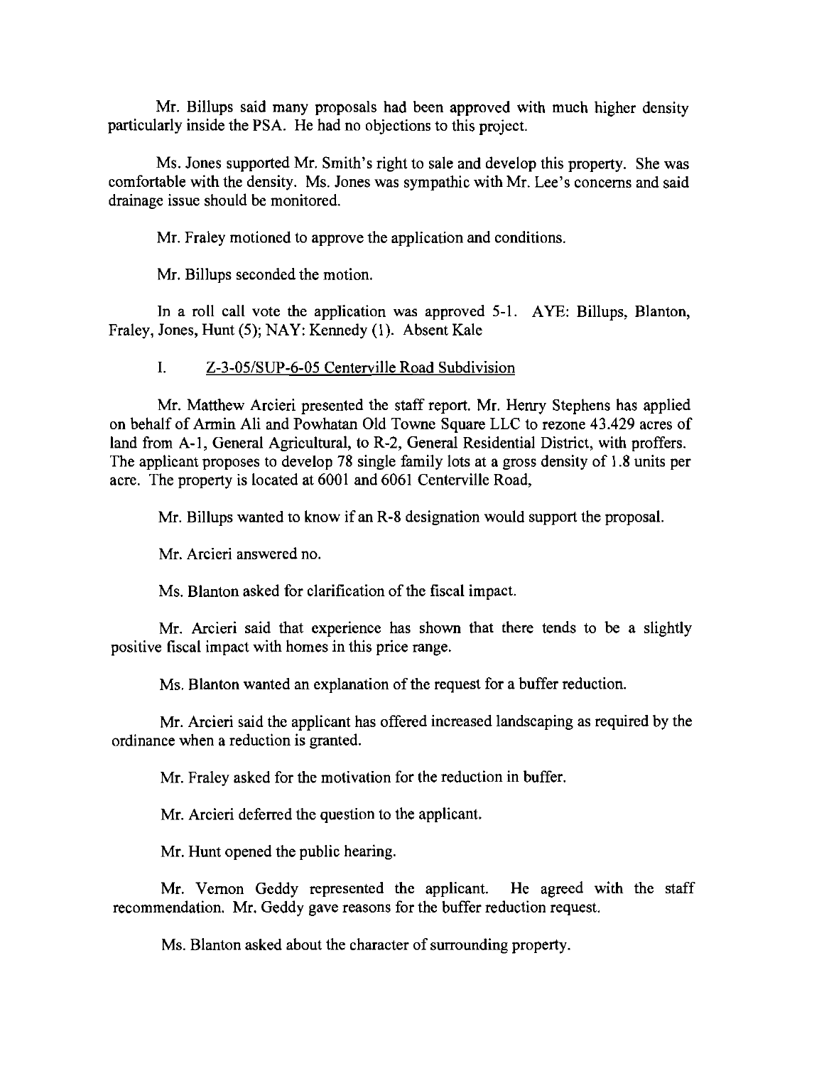Mr. Billups said many proposals had been approved with much higher density particularly inside the PSA. He had no objections to this project.

Ms. Jones supported Mr. Smith's right to sale and develop this property. She was comfortable with the density. Ms. Jones was sympathic with Mr. Lee's concerns and said drainage issue should be monitored.

Mr. Fraley motioned to approve the application and conditions.

Mr. Billups seconded the motion.

In a roll call vote the application was approved 5-1. AYE: Billups, Blanton, Fraley, Jones, Hunt (5); NAY: Kennedy (1). Absent Kale

I. Z-3-05/SUP-6-05 Centerville Road Subdivision

Mr. Matthew Arcieri presented the staff report. Mr. Henry Stephens has applied on behalf of Armin Ali and Powhatan Old Towne Square LLC to rezone 43.429 acres of land from A-1, General Agricultural, to R-2, General Residential District, with proffers. The applicant proposes to develop 78 single family lots at a gross density of 1.8 units per acre. The property is located at 6001 and 6061 Centerville Road,

Mr. Billups wanted to know if an R-8 designation would support the proposal.

Mr. Arcieri answered no.

Ms. Blanton asked for clarification of the fiscal impact.

Mr. Arcieri said that experience has shown that there tends to be a slightly positive fiscal impact with homes in this price range.

Ms. Blanton wanted an explanation of the request for a buffer reduction.

Mr. Arcieri said the applicant has offered increased landscaping as required by the ordinance when a reduction is granted.

Mr. Fraley asked for the motivation for the reduction in buffer.

Mr. Arcieri deferred the question to the applicant.

Mr. Hunt opened the public hearing.

Mr. Vernon Geddy represented the applicant. He agreed with the staff recommendation. Mr. Geddy gave reasons for the buffer reduction request.

Ms. Blanton asked about the character of surrounding property.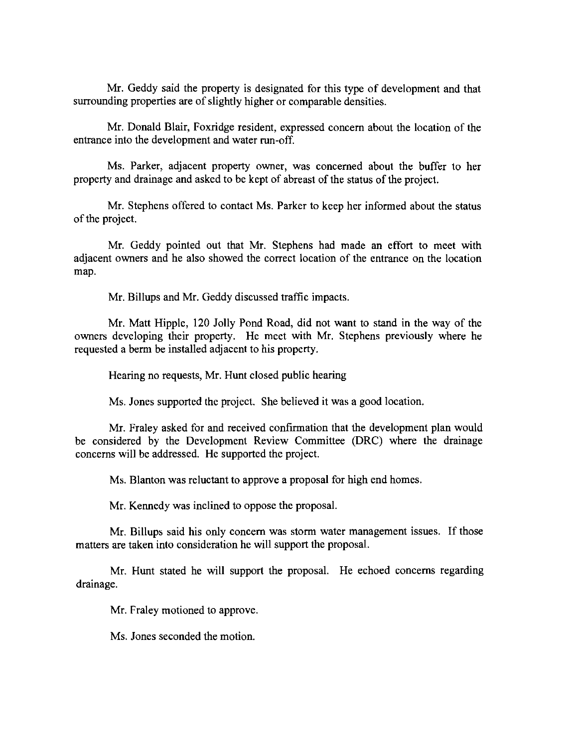Mr. Geddy said the property is designated for this type of development and that surrounding properties are of slightly higher or comparable densities.

Mr. Donald Blair, Foxridge resident, expressed concern about the location of the entrance into the development and water run-off.

Ms. Parker, adjacent property owner, was concerned about the buffer to her property and drainage and asked to be kept of abreast of the status of the project.

Mr. Stephens offered to contact Ms. Parker to keep her informed about the status of the project.

Mr. Geddy pointed out that Mr. Stephens had made an effort to meet with adjacent owners and he also showed the correct location of the entrance on the location map.

Mr. Billups and Mr. Geddy discussed traffic impacts.

Mr. Matt Hipple, 120 Jolly Pond Road, did not want to stand in the way of the owners developing their property. He meet with Mr. Stephens previously where he requested a berm be installed adjacent to his property.

Hearing no requests, Mr. Hunt closed public hearing

Ms. Jones supported the project. She believed it was a good location.

Mr. Fraley asked for and received confirmation that the development plan would be considered by the Development Review Committee (DRC) where the drainage concerns will be addressed. He supported the project.

Ms. Blanton was reluctant to approve a proposal for high end homes.

Mr. Kennedy was inclined to oppose the proposal.

Mr. Billups said his only concern was storm water management issues. If those matters are taken into consideration he will support the proposal.

Mr. Hunt stated he will support the proposal. He echoed concerns regarding drainage.

Mr. Fraley motioned to approve.

Ms. Jones seconded the motion.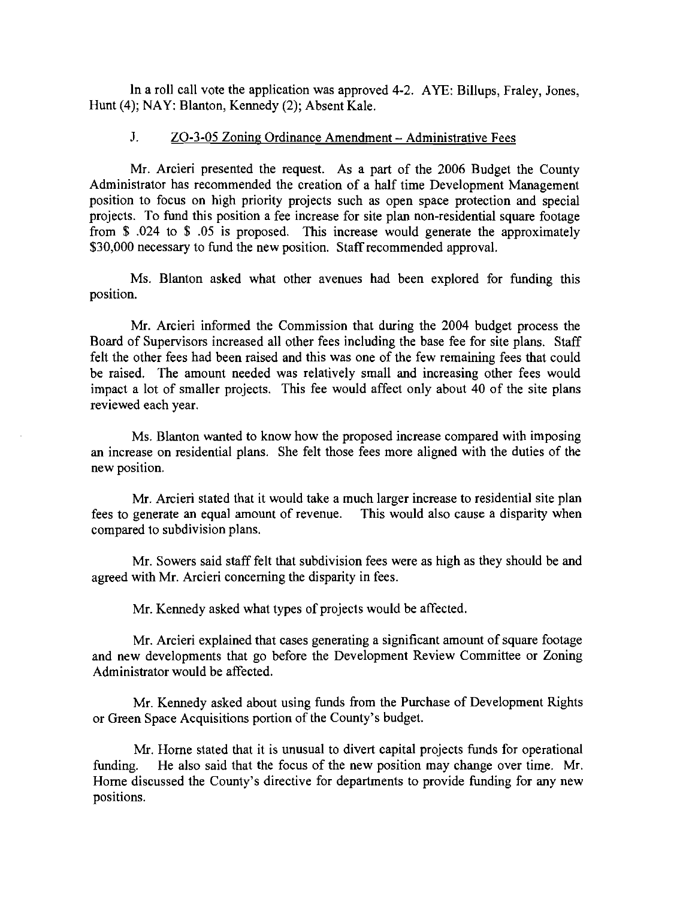In a roll call vote the application was approved 4-2. AYE: Billups, Fraley, Jones, Hunt (4); NAY: Blanton, Kennedy (2); Absent Kale.

J. <u>ZO-3-05 Zoning Ordinance Amendment – Administrative Fees</u>

Mr. Arcieri presented the request. As a part of the 2006 Budget the County Administrator has recommended the creation of a half time Development Management position to focus on high priority projects such as open space protection and special projects. To fund this position a fee increase for site plan non-residential square footage from $ .024 to $ .05 is proposed. This increase would generate the approximately $30,000 necessary to fund the new position. Staff recommended approval.

Ms. Blanton asked what other avenues had been explored for funding this position.

Mr. Arcieri informed the Commission that during the 2004 budget process the Board of Supervisors increased all other fees including the base fee for site plans. Staff felt the other fees had been raised and this was one of the few remaining fees that could be raised. The amount needed was relatively small and increasing other fees would impact a lot of smaller projects. This fee would affect only about 40 of the site plans reviewed each year.

Ms. Blanton wanted to know how the proposed increase compared with imposing an increase on residential plans. She felt those fees more aligned with the duties of the new position.

Mr. Arcieri stated that it would take a much larger increase to residential site plan fees to generate an equal amount of revenue. This would also cause a disparity when compared to subdivision plans.

Mr. Sowers said staff felt that subdivision fees were as high as they should be and agreed with Mr. Arcieri concerning the disparity in fees.

Mr. Kennedy asked what types of projects would be affected.

Mr. Arcieri explained that cases generating a significant amount of square footage and new developments that go before the Development Review Committee or Zoning Administrator would be affected.

Mr. Kennedy asked about using funds from the Purchase of Development Rights or Green Space Acquisitions portion of the County's budget.

Mr. Horne stated that it is unusual to divert capital projects funds for operational funding. He also said that the focus of the new position may change over time. Mr. Horne discussed the County's directive for departments to provide funding for any new positions.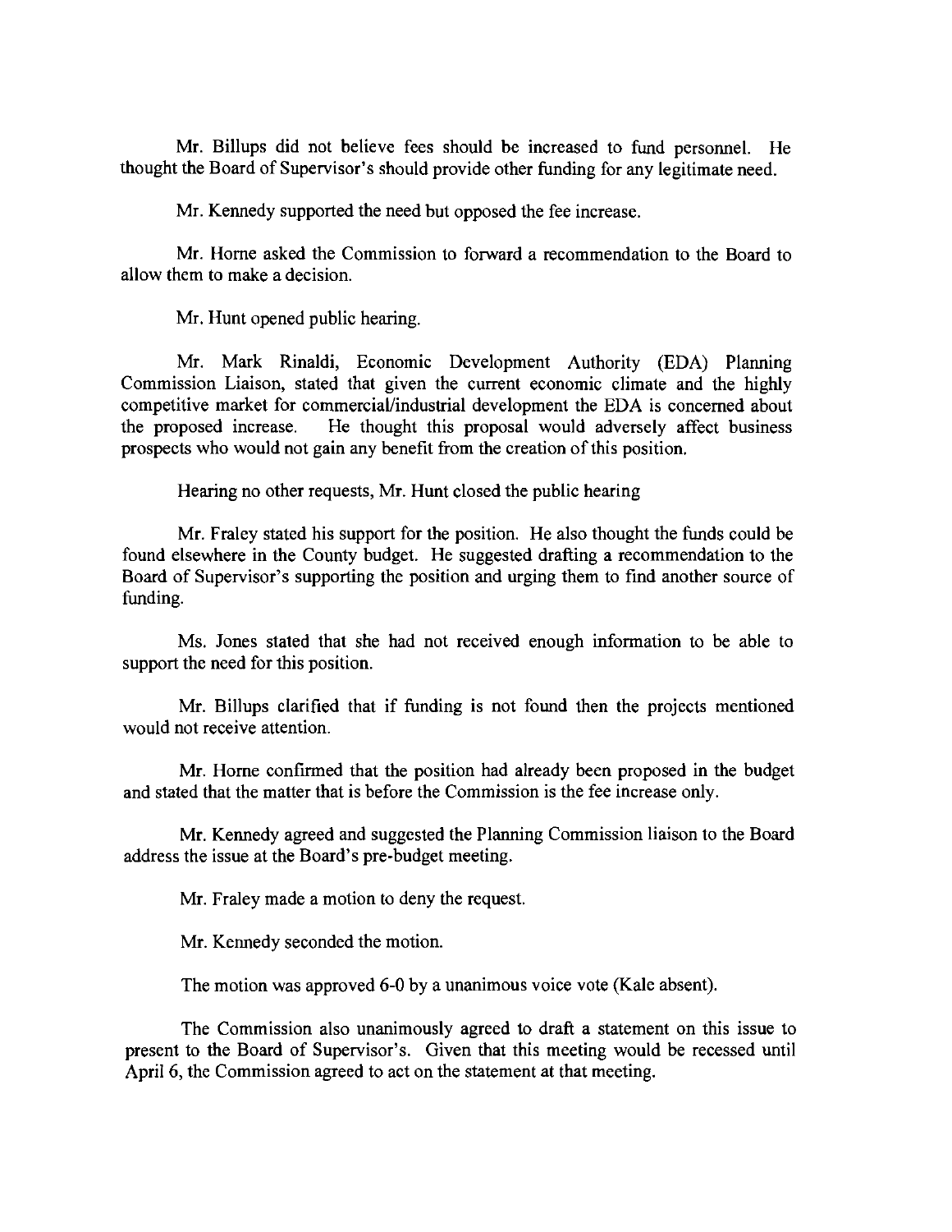Mr. Billups did not believe fees should be increased to fund personnel. He thought the Board of Supervisor's should provide other funding for any legitimate need.

Mr. Kennedy supported the need but opposed the fee increase.

Mr. Horne asked the Commission to forward a recommendation to the Board to allow them to make a decision.

Mr. Hunt opened public hearing.

Mr. Mark Rinaldi, Economic Development Authority (EDA) Planning Commission Liaison, stated that given the current economic climate and the highly competitive market for commercial/industrial development the EDA is concerned about the proposed increase. He thought this proposal would adversely affect business prospects who would not gain any benefit from the creation of this position.

Hearing no other requests, Mr. Hunt closed the public hearing

Mr. Fraley stated his support for the position. He also thought the funds could be found elsewhere in the County budget. He suggested drafting a recommendation to the Board of Supervisor's supporting the position and urging them to find another source of funding.

Ms. Jones stated that she had not received enough information to be able to support the need for this position.

Mr. Billups clarified that if funding is not found then the projects mentioned would not receive attention.

Mr. Horne confirmed that the position had already been proposed in the budget and stated that the matter that is before the Commission is the fee increase only.

Mr. Kennedy agreed and suggested the Planning Commission liaison to the Board address the issue at the Board's pre-budget meeting.

Mr. Fraley made a motion to deny the request.

Mr. Kennedy seconded the motion.

The motion was approved 6-0 by a unanimous voice vote (Kale absent).

The Commission also unanimously agreed to draft a statement on this issue to present to the Board of Supervisor's. Given that this meeting would be recessed until April 6, the Commission agreed to act on the statement at that meeting.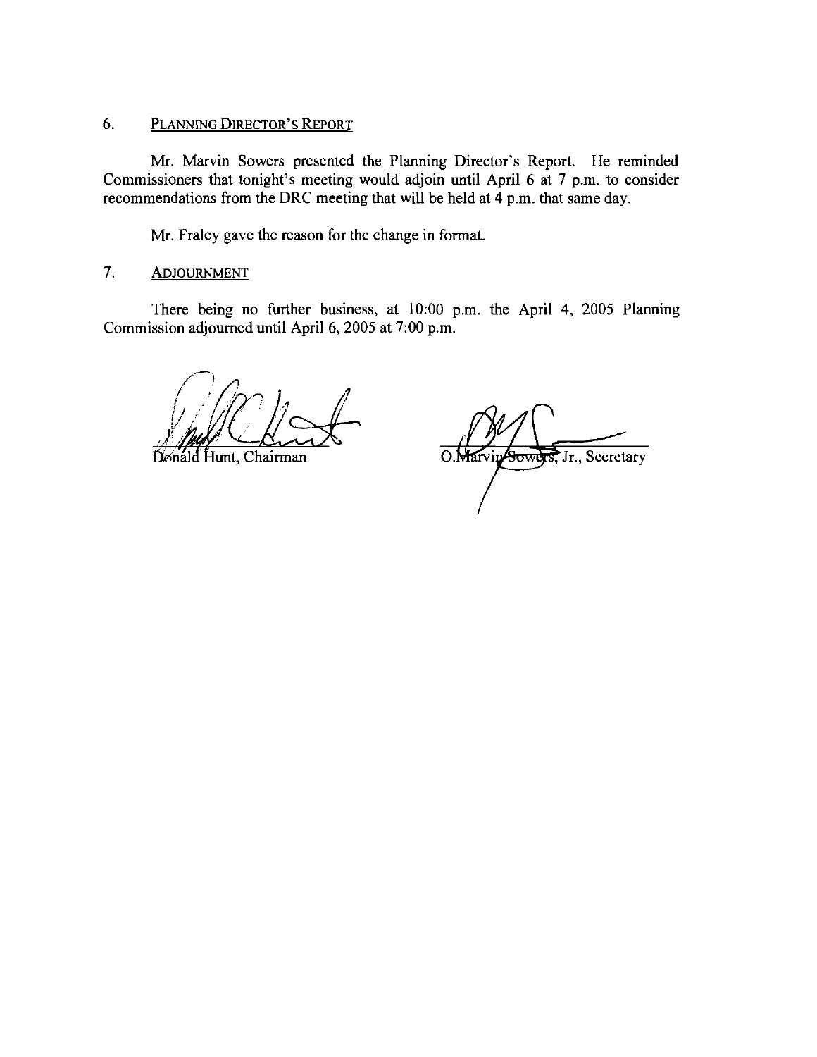## 6. Planning Director's Report

Mr. Marvin Sowers presented the Planning Director's Report. He reminded Commissioners that tonight's meeting would adjoin until April 6 at 7 p.m. to consider recommendations from the DRC meeting that will be held at 4 p.m. that same day.

Mr. Fraley gave the reason for the change in format.

## 7. Adjournment

There being no further business, at 10:00 p.m. the April 4, 2005 Planning Commission adjourned until April 6, 2005 at 7:00 p.m.

Donald Hunt, Chairman

O. Marvin Sowers, Jr., Secretary